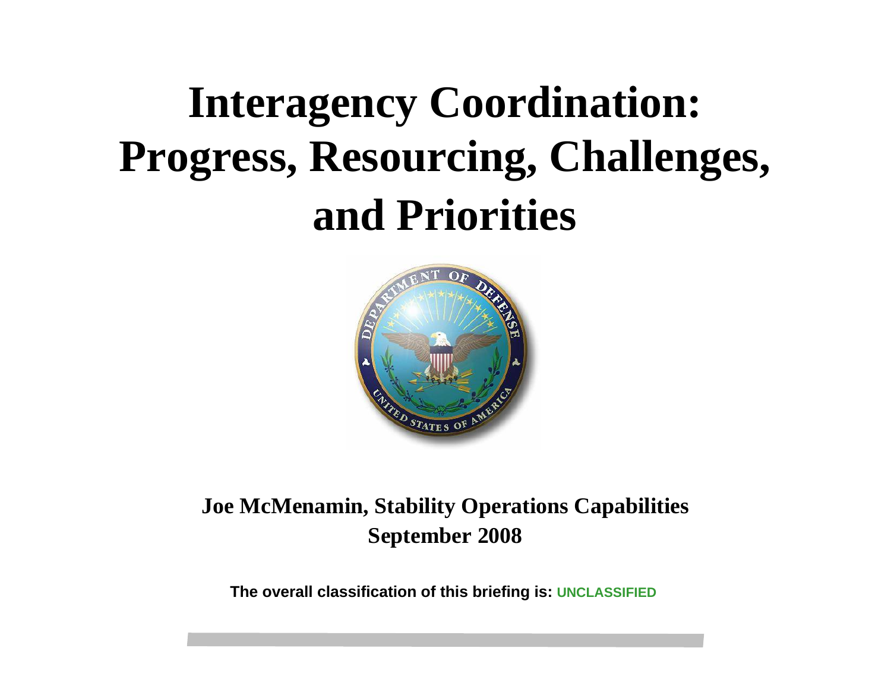# Interagency Coordination: Progress, Resourcing, Challenges, and Priorities

**Joe McMenamin, Stability Operations Capabilities**
**September 2008**

**The overall classification of this briefing is: UNCLASSIFIED**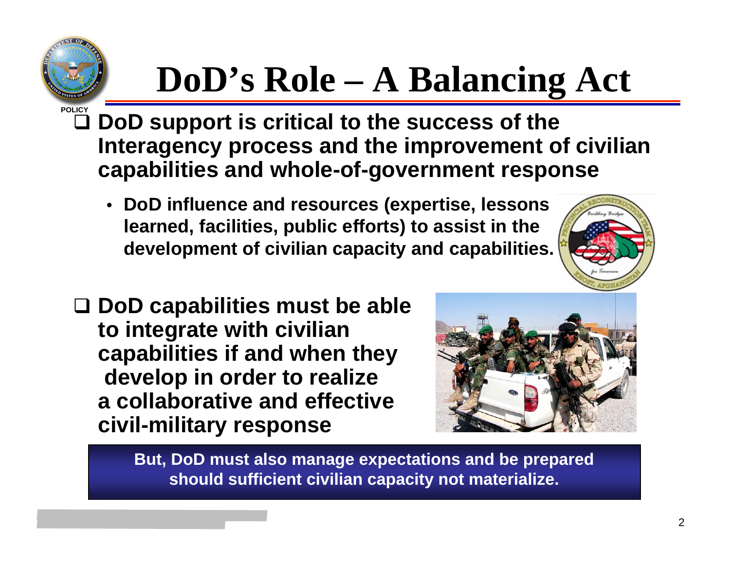# DoD's Role – A Balancing Act

- DoD support is critical to the success of the Interagency process and the improvement of civilian capabilities and whole-of-government response
  - DoD influence and resources (expertise, lessons learned, facilities, public efforts) to assist in the development of civilian capacity and capabilities.

- DoD capabilities must be able to integrate with civilian capabilities if and when they develop in order to realize a collaborative and effective civil-military response

**But, DoD must also manage expectations and be prepared should sufficient civilian capacity not materialize.**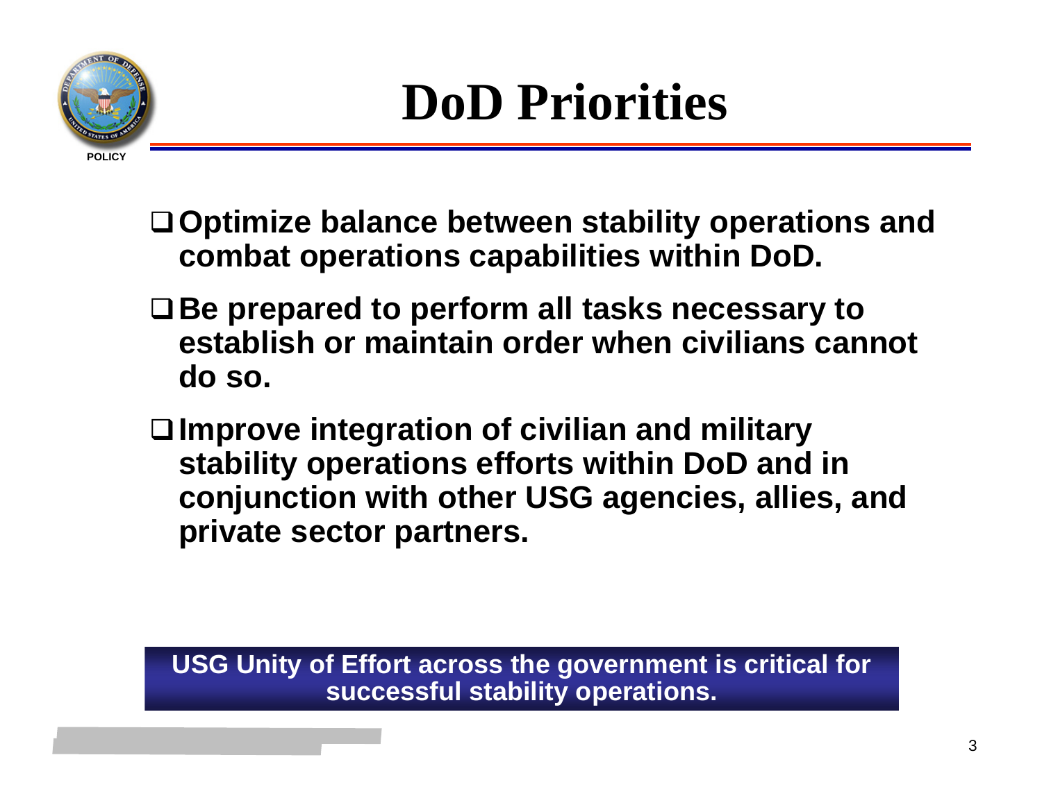POLICY

# DoD Priorities

- **Optimize balance between stability operations and combat operations capabilities within DoD.**
- **Be prepared to perform all tasks necessary to establish or maintain order when civilians cannot do so.**
- **Improve integration of civilian and military stability operations efforts within DoD and in conjunction with other USG agencies, allies, and private sector partners.**

**USG Unity of Effort across the government is critical for successful stability operations.**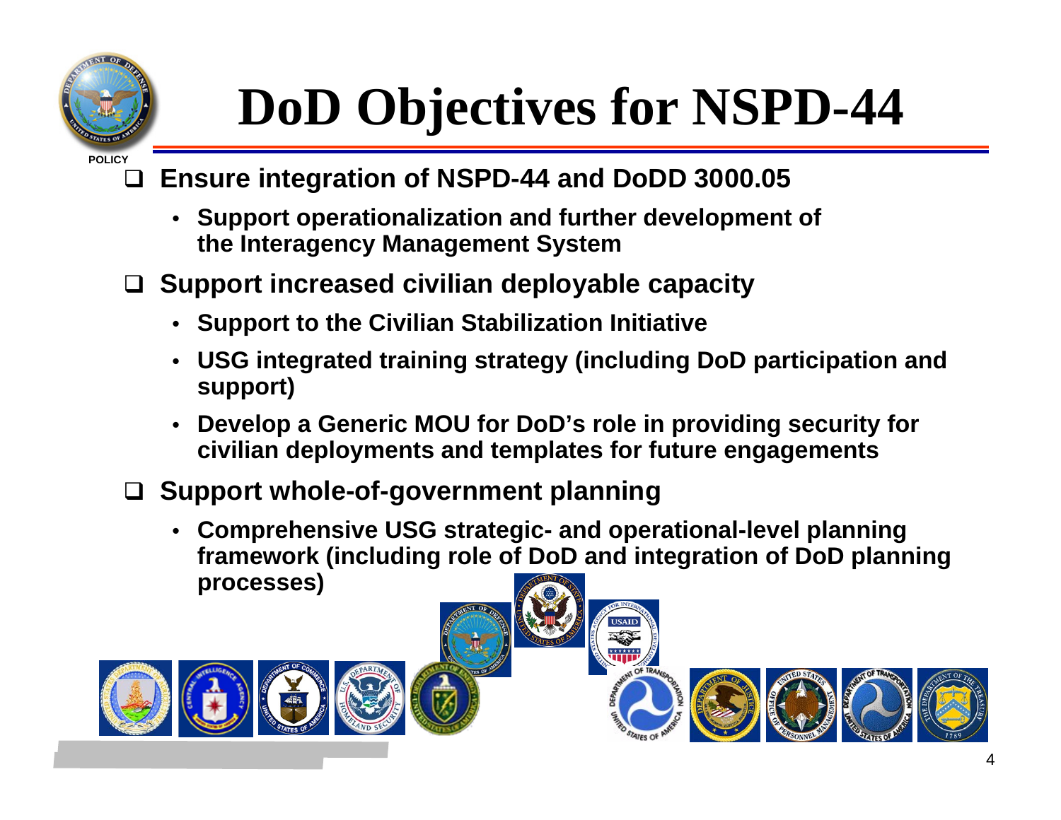# DoD Objectives for NSPD-44

- Ensure integration of NSPD-44 and DoDD 3000.05
  - Support operationalization and further development of the Interagency Management System
- Support increased civilian deployable capacity
  - Support to the Civilian Stabilization Initiative
  - USG integrated training strategy (including DoD participation and support)
  - Develop a Generic MOU for DoD's role in providing security for civilian deployments and templates for future engagements
- Support whole-of-government planning
  - Comprehensive USG strategic- and operational-level planning framework (including role of DoD and integration of DoD planning processes)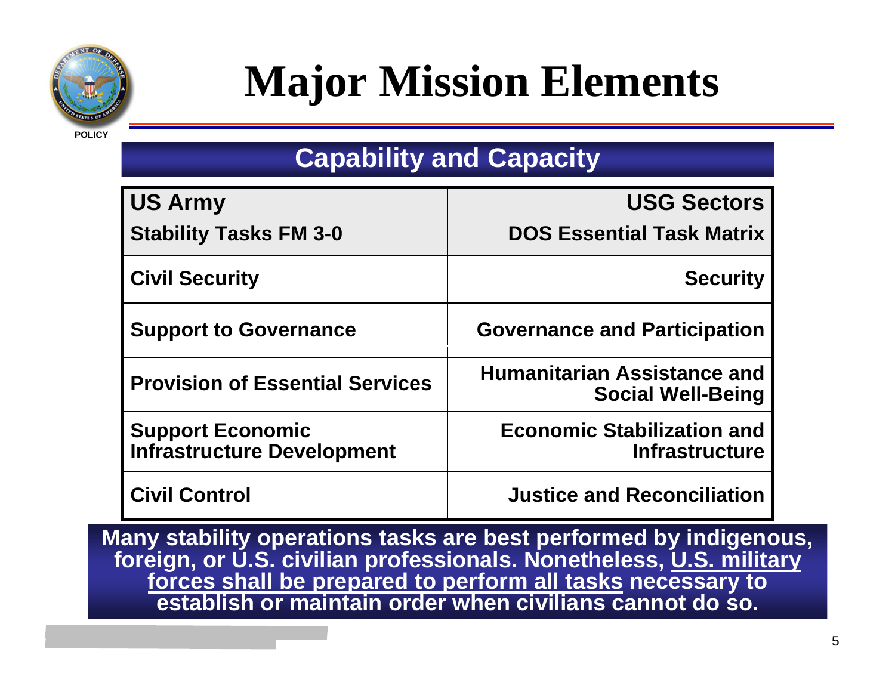# Major Mission Elements

POLICY

## Capability and Capacity

| US Army<br>Stability Tasks FM 3-0 | USG Sectors<br>DOS Essential Task Matrix |
|---|---|
| Civil Security | Security |
| Support to Governance | Governance and Participation |
| Provision of Essential Services | Humanitarian Assistance and Social Well-Being |
| Support Economic Infrastructure Development | Economic Stabilization and Infrastructure |
| Civil Control | Justice and Reconciliation |

**Many stability operations tasks are best performed by indigenous, foreign, or U.S. civilian professionals. Nonetheless, <u>U.S. military forces shall be prepared to perform all tasks</u> necessary to establish or maintain order when civilians cannot do so.**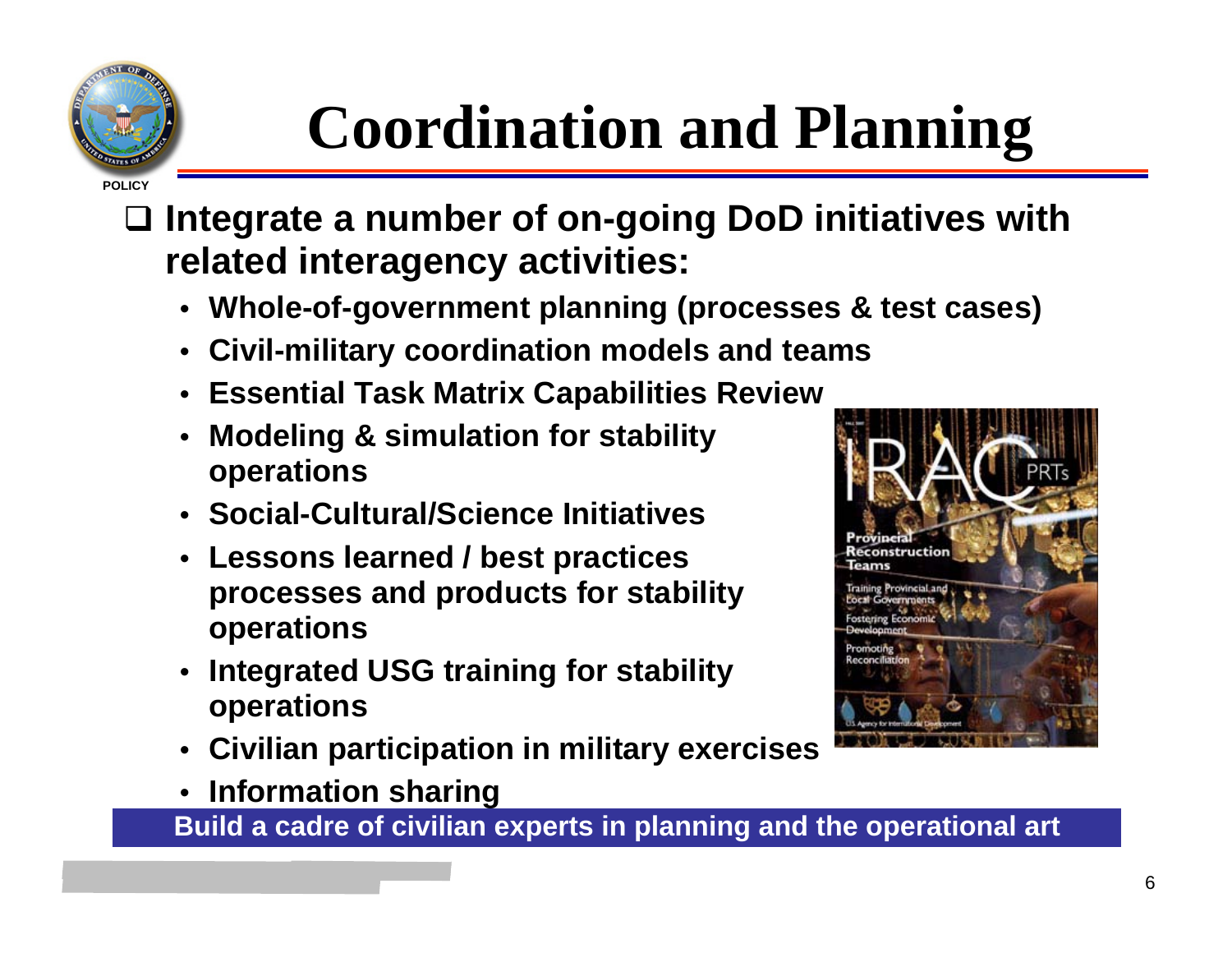# Coordination and Planning

- Integrate a number of on-going DoD initiatives with related interagency activities:
  - Whole-of-government planning (processes & test cases)
  - Civil-military coordination models and teams
  - Essential Task Matrix Capabilities Review
  - Modeling & simulation for stability operations
  - Social-Cultural/Science Initiatives
  - Lessons learned / best practices processes and products for stability operations
  - Integrated USG training for stability operations
  - Civilian participation in military exercises
  - Information sharing

**Build a cadre of civilian experts in planning and the operational art**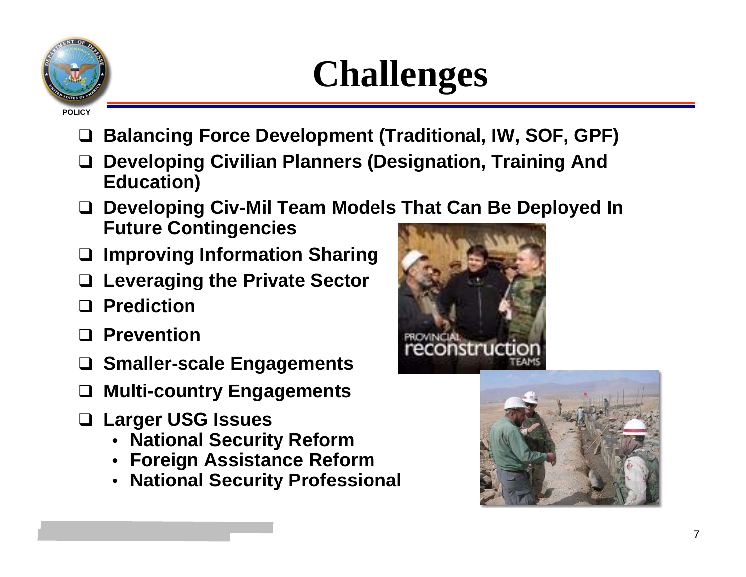# Challenges

- Balancing Force Development (Traditional, IW, SOF, GPF)
- Developing Civilian Planners (Designation, Training And Education)
- Developing Civ-Mil Team Models That Can Be Deployed In Future Contingencies
- Improving Information Sharing
- Leveraging the Private Sector
- Prediction
- Prevention
- Smaller-scale Engagements
- Multi-country Engagements
- Larger USG Issues
  - National Security Reform
  - Foreign Assistance Reform
  - National Security Professional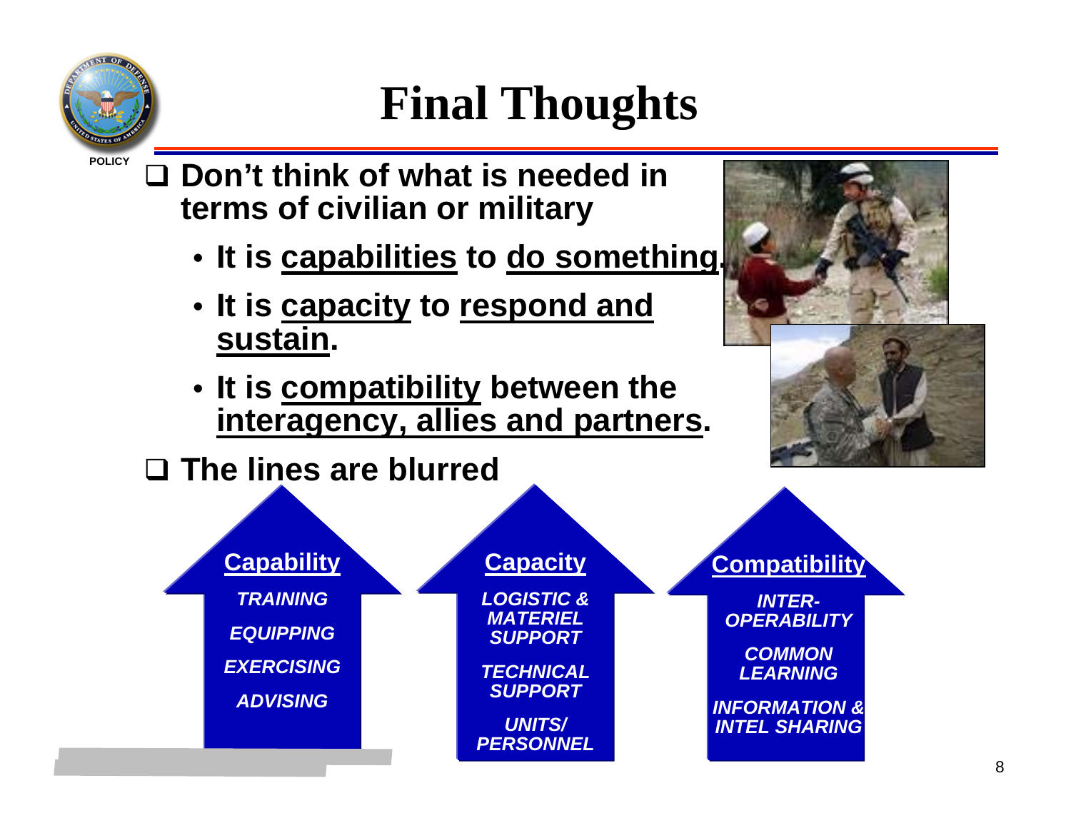# Final Thoughts

POLICY

- **Don't think of what is needed in terms of civilian or military**
  - **It is capabilities to do something.**
  - **It is capacity to respond and sustain.**
  - **It is compatibility between the interagency, allies and partners.**
- **The lines are blurred**

**Capability**

*TRAINING*

*EQUIPPING*

*EXERCISING*

*ADVISING*

**Capacity**

*LOGISTIC & MATERIEL SUPPORT*

*TECHNICAL SUPPORT*

*UNITS/ PERSONNEL*

**Compatibility**

*INTER-OPERABILITY*

*COMMON LEARNING*

*INFORMATION & INTEL SHARING*